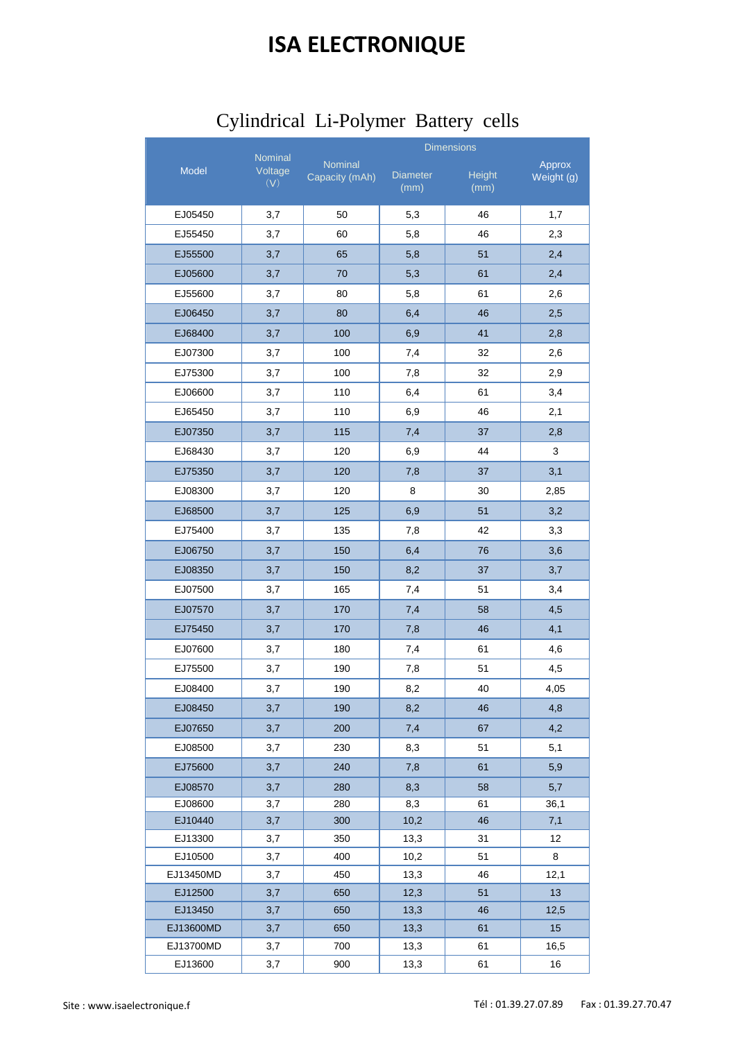# ISA ELECTRONIQUE

## Cylindrical Li-Polymer Battery cells

| Model | Nominal Voltage (V) | Nominal Capacity (mAh) | Dimensions | | Approx Weight (g) |
|---|---|---|---|---|---|
| | | | Diameter (mm) | Height (mm) | |
| EJ05450 | 3,7 | 50 | 5,3 | 46 | 1,7 |
| EJ55450 | 3,7 | 60 | 5,8 | 46 | 2,3 |
| EJ55500 | 3,7 | 65 | 5,8 | 51 | 2,4 |
| EJ05600 | 3,7 | 70 | 5,3 | 61 | 2,4 |
| EJ55600 | 3,7 | 80 | 5,8 | 61 | 2,6 |
| EJ06450 | 3,7 | 80 | 6,4 | 46 | 2,5 |
| EJ68400 | 3,7 | 100 | 6,9 | 41 | 2,8 |
| EJ07300 | 3,7 | 100 | 7,4 | 32 | 2,6 |
| EJ75300 | 3,7 | 100 | 7,8 | 32 | 2,9 |
| EJ06600 | 3,7 | 110 | 6,4 | 61 | 3,4 |
| EJ65450 | 3,7 | 110 | 6,9 | 46 | 2,1 |
| EJ07350 | 3,7 | 115 | 7,4 | 37 | 2,8 |
| EJ68430 | 3,7 | 120 | 6,9 | 44 | 3 |
| EJ75350 | 3,7 | 120 | 7,8 | 37 | 3,1 |
| EJ08300 | 3,7 | 120 | 8 | 30 | 2,85 |
| EJ68500 | 3,7 | 125 | 6,9 | 51 | 3,2 |
| EJ75400 | 3,7 | 135 | 7,8 | 42 | 3,3 |
| EJ06750 | 3,7 | 150 | 6,4 | 76 | 3,6 |
| EJ08350 | 3,7 | 150 | 8,2 | 37 | 3,7 |
| EJ07500 | 3,7 | 165 | 7,4 | 51 | 3,4 |
| EJ07570 | 3,7 | 170 | 7,4 | 58 | 4,5 |
| EJ75450 | 3,7 | 170 | 7,8 | 46 | 4,1 |
| EJ07600 | 3,7 | 180 | 7,4 | 61 | 4,6 |
| EJ75500 | 3,7 | 190 | 7,8 | 51 | 4,5 |
| EJ08400 | 3,7 | 190 | 8,2 | 40 | 4,05 |
| EJ08450 | 3,7 | 190 | 8,2 | 46 | 4,8 |
| EJ07650 | 3,7 | 200 | 7,4 | 67 | 4,2 |
| EJ08500 | 3,7 | 230 | 8,3 | 51 | 5,1 |
| EJ75600 | 3,7 | 240 | 7,8 | 61 | 5,9 |
| EJ08570 | 3,7 | 280 | 8,3 | 58 | 5,7 |
| EJ08600 | 3,7 | 280 | 8,3 | 61 | 36,1 |
| EJ10440 | 3,7 | 300 | 10,2 | 46 | 7,1 |
| EJ13300 | 3,7 | 350 | 13,3 | 31 | 12 |
| EJ10500 | 3,7 | 400 | 10,2 | 51 | 8 |
| EJ13450MD | 3,7 | 450 | 13,3 | 46 | 12,1 |
| EJ12500 | 3,7 | 650 | 12,3 | 51 | 13 |
| EJ13450 | 3,7 | 650 | 13,3 | 46 | 12,5 |
| EJ13600MD | 3,7 | 650 | 13,3 | 61 | 15 |
| EJ13700MD | 3,7 | 700 | 13,3 | 61 | 16,5 |
| EJ13600 | 3,7 | 900 | 13,3 | 61 | 16 |

Site : www.isaelectronique.f Tél : 01.39.27.07.89 Fax : 01.39.27.70.47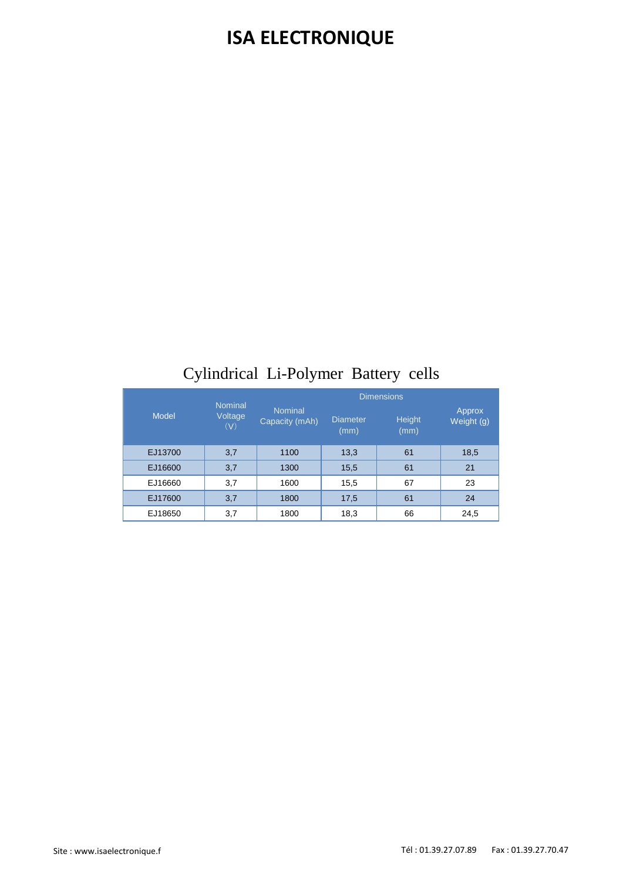# ISA ELECTRONIQUE

## Cylindrical Li-Polymer Battery cells

| Model | Nominal Voltage (V) | Nominal Capacity (mAh) | Dimensions | | Approx Weight (g) |
|---|---|---|---|---|---|
| | | | Diameter (mm) | Height (mm) | |
| EJ13700 | 3,7 | 1100 | 13,3 | 61 | 18,5 |
| EJ16600 | 3,7 | 1300 | 15,5 | 61 | 21 |
| EJ16660 | 3,7 | 1600 | 15,5 | 67 | 23 |
| EJ17600 | 3,7 | 1800 | 17,5 | 61 | 24 |
| EJ18650 | 3,7 | 1800 | 18,3 | 66 | 24,5 |

Site : www.isaelectronique.f    Tél : 01.39.27.07.89    Fax : 01.39.27.70.47